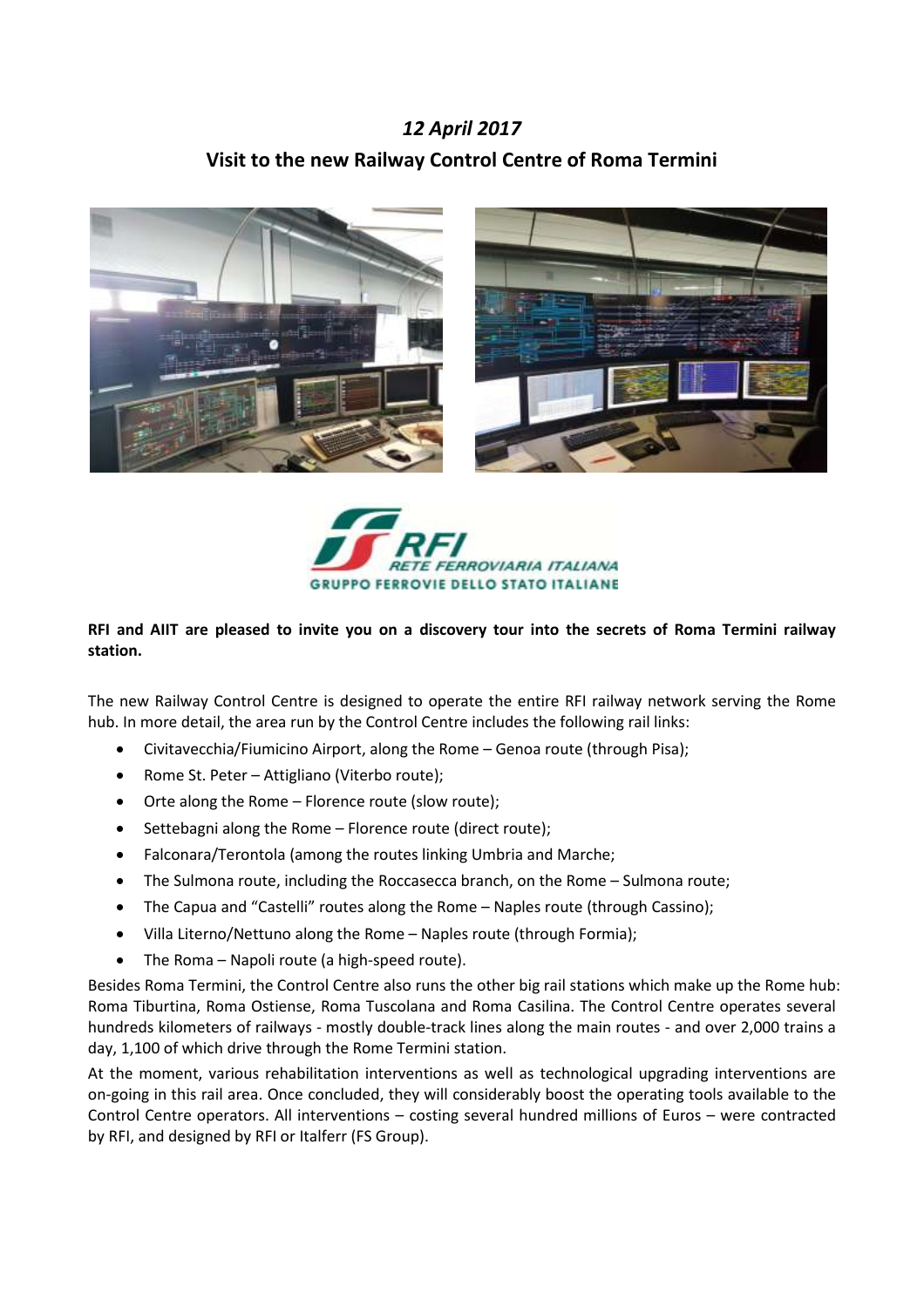## *12 April 2017*

## Visit to the new Railway Control Centre of Roma Termini

**RFI and AIIT are pleased to invite you on a discovery tour into the secrets of Roma Termini railway station.**

The new Railway Control Centre is designed to operate the entire RFI railway network serving the Rome hub. In more detail, the area run by the Control Centre includes the following rail links:

- Civitavecchia/Fiumicino Airport, along the Rome – Genoa route (through Pisa);
- Rome St. Peter – Attigliano (Viterbo route);
- Orte along the Rome – Florence route (slow route);
- Settebagni along the Rome – Florence route (direct route);
- Falconara/Terontola (among the routes linking Umbria and Marche;
- The Sulmona route, including the Roccasecca branch, on the Rome – Sulmona route;
- The Capua and "Castelli" routes along the Rome – Naples route (through Cassino);
- Villa Literno/Nettuno along the Rome – Naples route (through Formia);
- The Roma – Napoli route (a high-speed route).

Besides Roma Termini, the Control Centre also runs the other big rail stations which make up the Rome hub: Roma Tiburtina, Roma Ostiense, Roma Tuscolana and Roma Casilina. The Control Centre operates several hundreds kilometers of railways - mostly double-track lines along the main routes - and over 2,000 trains a day, 1,100 of which drive through the Rome Termini station.

At the moment, various rehabilitation interventions as well as technological upgrading interventions are on-going in this rail area. Once concluded, they will considerably boost the operating tools available to the Control Centre operators. All interventions – costing several hundred millions of Euros – were contracted by RFI, and designed by RFI or Italferr (FS Group).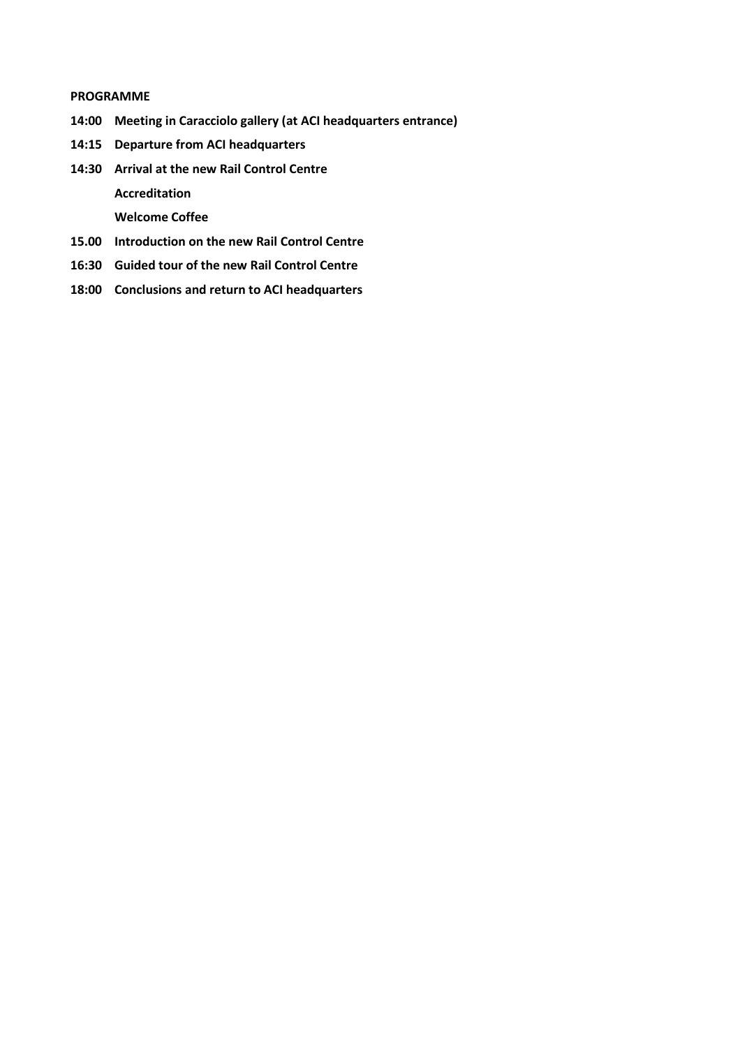**PROGRAMME**

**14:00 Meeting in Caracciolo gallery (at ACI headquarters entrance)**

**14:15 Departure from ACI headquarters**

**14:30 Arrival at the new Rail Control Centre**

**Accreditation**

**Welcome Coffee**

**15.00 Introduction on the new Rail Control Centre**

**16:30 Guided tour of the new Rail Control Centre**

**18:00 Conclusions and return to ACI headquarters**